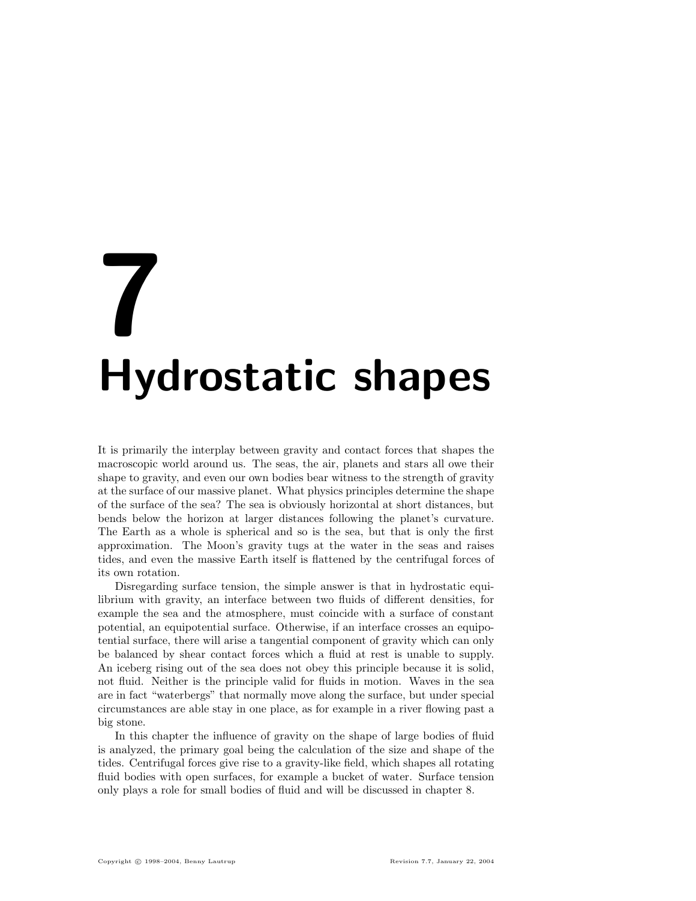# 7 Hydrostatic shapes

It is primarily the interplay between gravity and contact forces that shapes the macroscopic world around us. The seas, the air, planets and stars all owe their shape to gravity, and even our own bodies bear witness to the strength of gravity at the surface of our massive planet. What physics principles determine the shape of the surface of the sea? The sea is obviously horizontal at short distances, but bends below the horizon at larger distances following the planet's curvature. The Earth as a whole is spherical and so is the sea, but that is only the first approximation. The Moon's gravity tugs at the water in the seas and raises tides, and even the massive Earth itself is flattened by the centrifugal forces of its own rotation.

Disregarding surface tension, the simple answer is that in hydrostatic equilibrium with gravity, an interface between two fluids of different densities, for example the sea and the atmosphere, must coincide with a surface of constant potential, an equipotential surface. Otherwise, if an interface crosses an equipotential surface, there will arise a tangential component of gravity which can only be balanced by shear contact forces which a fluid at rest is unable to supply. An iceberg rising out of the sea does not obey this principle because it is solid, not fluid. Neither is the principle valid for fluids in motion. Waves in the sea are in fact "waterbergs" that normally move along the surface, but under special circumstances are able stay in one place, as for example in a river flowing past a big stone.

In this chapter the influence of gravity on the shape of large bodies of fluid is analyzed, the primary goal being the calculation of the size and shape of the tides. Centrifugal forces give rise to a gravity-like field, which shapes all rotating fluid bodies with open surfaces, for example a bucket of water. Surface tension only plays a role for small bodies of fluid and will be discussed in chapter 8.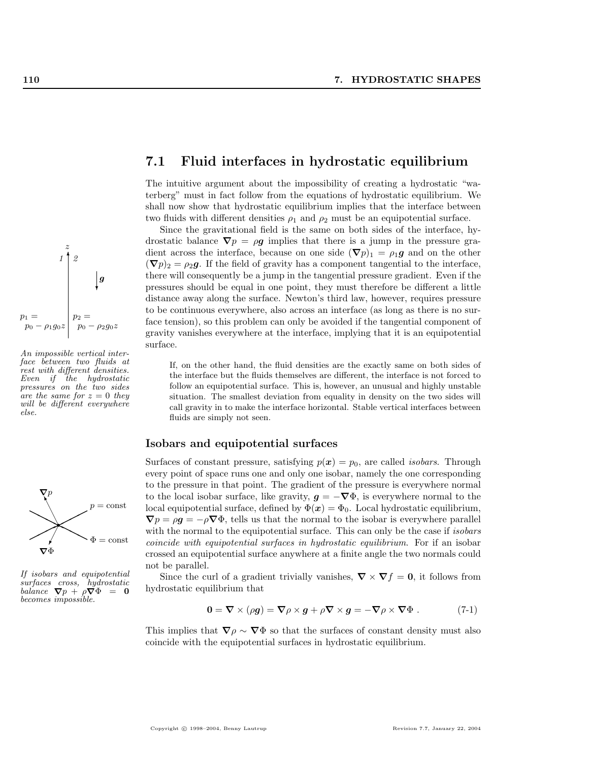## 7.1 Fluid interfaces in hydrostatic equilibrium

The intuitive argument about the impossibility of creating a hydrostatic "waterberg" must in fact follow from the equations of hydrostatic equilibrium. We shall now show that hydrostatic equilibrium implies that the interface between two fluids with different densities $\rho_1$ and $\rho_2$ must be an equipotential surface.

Since the gravitational field is the same on both sides of the interface, hydrostatic balance $\boldsymbol{\nabla} p = \rho \boldsymbol{g}$ implies that there is a jump in the pressure gradient across the interface, because on one side $(\boldsymbol{\nabla} p)_1 = \rho_1 \boldsymbol{g}$ and on the other $(\boldsymbol{\nabla} p)_2 = \rho_2 \boldsymbol{g}$. If the field of gravity has a component tangential to the interface, there will consequently be a jump in the tangential pressure gradient. Even if the pressures should be equal in one point, they must therefore be different a little distance away along the surface. Newton's third law, however, requires pressure to be continuous everywhere, also across an interface (as long as there is no surface tension), so this problem can only be avoided if the tangential component of gravity vanishes everywhere at the interface, implying that it is an equipotential surface.

*An impossible vertical interface between two fluids at rest with different densities. Even if the hydrostatic pressures on the two sides are the same for $z = 0$ they will be different everywhere else.*

> If, on the other hand, the fluid densities are the exactly same on both sides of the interface but the fluids themselves are different, the interface is not forced to follow an equipotential surface. This is, however, an unusual and highly unstable situation. The smallest deviation from equality in density on the two sides will call gravity in to make the interface horizontal. Stable vertical interfaces between fluids are simply not seen.

### Isobars and equipotential surfaces

Surfaces of constant pressure, satisfying $p(\boldsymbol{x}) = p_0$, are called *isobars*. Through every point of space runs one and only one isobar, namely the one corresponding to the pressure in that point. The gradient of the pressure is everywhere normal to the local isobar surface, like gravity, $\boldsymbol{g} = -\boldsymbol{\nabla}\Phi$, is everywhere normal to the local equipotential surface, defined by $\Phi(\boldsymbol{x}) = \Phi_0$. Local hydrostatic equilibrium, $\boldsymbol{\nabla} p = \rho \boldsymbol{g} = -\rho \boldsymbol{\nabla}\Phi$, tells us that the normal to the isobar is everywhere parallel with the normal to the equipotential surface. This can only be the case if *isobars coincide with equipotential surfaces in hydrostatic equilibrium*. For if an isobar crossed an equipotential surface anywhere at a finite angle the two normals could not be parallel.

*If isobars and equipotential surfaces cross, hydrostatic balance $\boldsymbol{\nabla} p + \rho \boldsymbol{\nabla}\Phi = \boldsymbol{0}$ becomes impossible.*

Since the curl of a gradient trivially vanishes, $\boldsymbol{\nabla} \times \boldsymbol{\nabla} f = \boldsymbol{0}$, it follows from hydrostatic equilibrium that

$$\boldsymbol{0} = \boldsymbol{\nabla} \times (\rho \boldsymbol{g}) = \boldsymbol{\nabla}\rho \times \boldsymbol{g} + \rho \boldsymbol{\nabla} \times \boldsymbol{g} = -\boldsymbol{\nabla}\rho \times \boldsymbol{\nabla}\Phi \,. \tag{7-1}$$

This implies that $\boldsymbol{\nabla}\rho \sim \boldsymbol{\nabla}\Phi$ so that the surfaces of constant density must also coincide with the equipotential surfaces in hydrostatic equilibrium.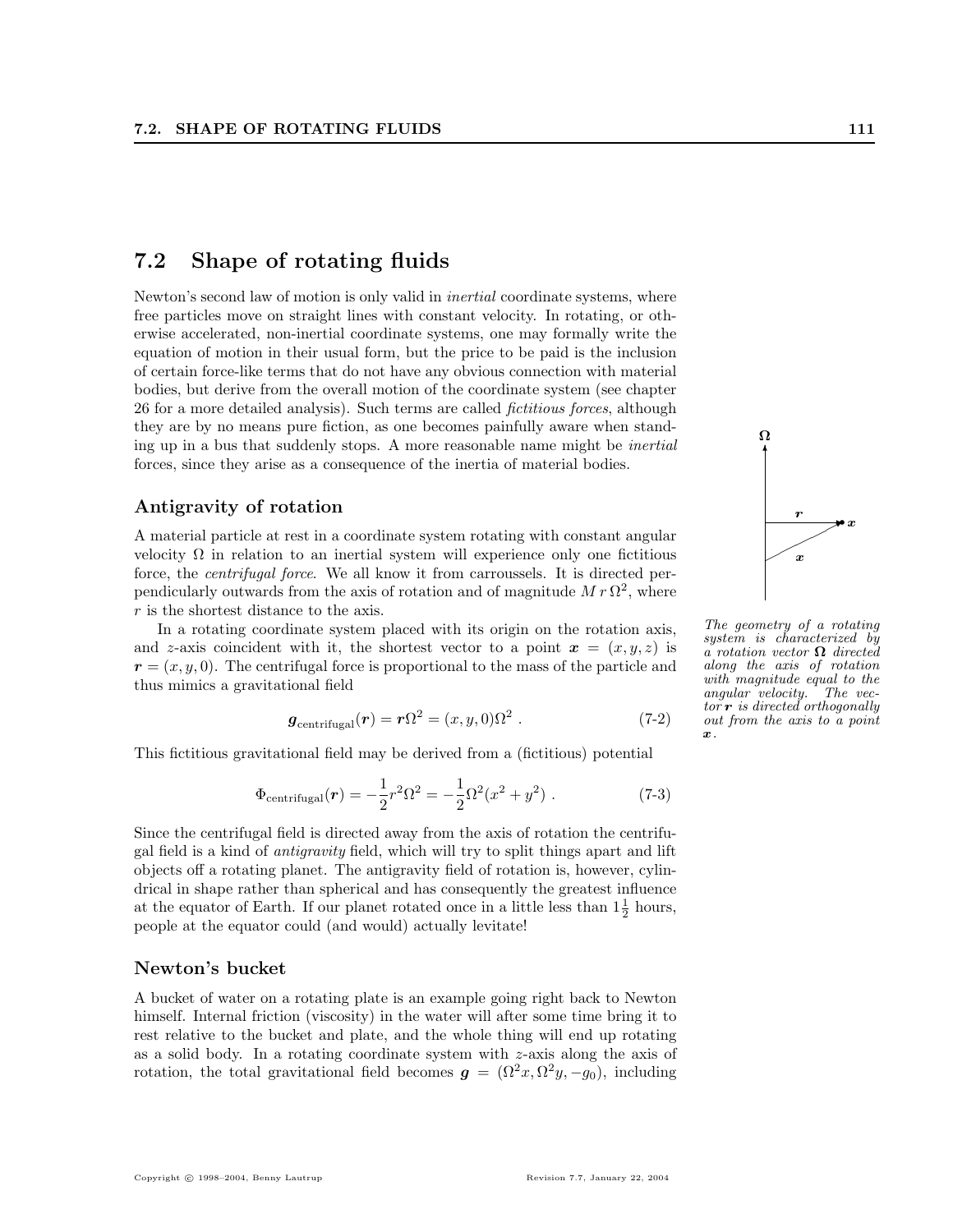## 7.2 Shape of rotating fluids

Newton's second law of motion is only valid in *inertial* coordinate systems, where free particles move on straight lines with constant velocity. In rotating, or otherwise accelerated, non-inertial coordinate systems, one may formally write the equation of motion in their usual form, but the price to be paid is the inclusion of certain force-like terms that do not have any obvious connection with material bodies, but derive from the overall motion of the coordinate system (see chapter 26 for a more detailed analysis). Such terms are called *fictitious forces*, although they are by no means pure fiction, as one becomes painfully aware when standing up in a bus that suddenly stops. A more reasonable name might be *inertial* forces, since they arise as a consequence of the inertia of material bodies.

### Antigravity of rotation

A material particle at rest in a coordinate system rotating with constant angular velocity $\Omega$ in relation to an inertial system will experience only one fictitious force, the *centrifugal force*. We all know it from carroussels. It is directed perpendicularly outwards from the axis of rotation and of magnitude $M\,r\,\Omega^2$, where $r$ is the shortest distance to the axis.

In a rotating coordinate system placed with its origin on the rotation axis, and $z$-axis coincident with it, the shortest vector to a point $\boldsymbol{x} = (x, y, z)$ is $\boldsymbol{r} = (x, y, 0)$. The centrifugal force is proportional to the mass of the particle and thus mimics a gravitational field

$$\boldsymbol{g}_{\text{centrifugal}}(\boldsymbol{r}) = \boldsymbol{r}\Omega^2 = (x, y, 0)\Omega^2 \; . \tag{7-2}$$

*The geometry of a rotating system is characterized by a rotation vector $\boldsymbol{\Omega}$ directed along the axis of rotation with magnitude equal to the angular velocity. The vector $\boldsymbol{r}$ is directed orthogonally out from the axis to a point $\boldsymbol{x}$.*

This fictitious gravitational field may be derived from a (fictitious) potential

$$\Phi_{\text{centrifugal}}(\boldsymbol{r}) = -\frac{1}{2}r^2\Omega^2 = -\frac{1}{2}\Omega^2(x^2 + y^2) \; . \tag{7-3}$$

Since the centrifugal field is directed away from the axis of rotation the centrifugal field is a kind of *antigravity* field, which will try to split things apart and lift objects off a rotating planet. The antigravity field of rotation is, however, cylindrical in shape rather than spherical and has consequently the greatest influence at the equator of Earth. If our planet rotated once in a little less than $1\frac{1}{2}$ hours, people at the equator could (and would) actually levitate!

### Newton's bucket

A bucket of water on a rotating plate is an example going right back to Newton himself. Internal friction (viscosity) in the water will after some time bring it to rest relative to the bucket and plate, and the whole thing will end up rotating as a solid body. In a rotating coordinate system with $z$-axis along the axis of rotation, the total gravitational field becomes $\boldsymbol{g} = (\Omega^2 x, \Omega^2 y, -g_0)$, including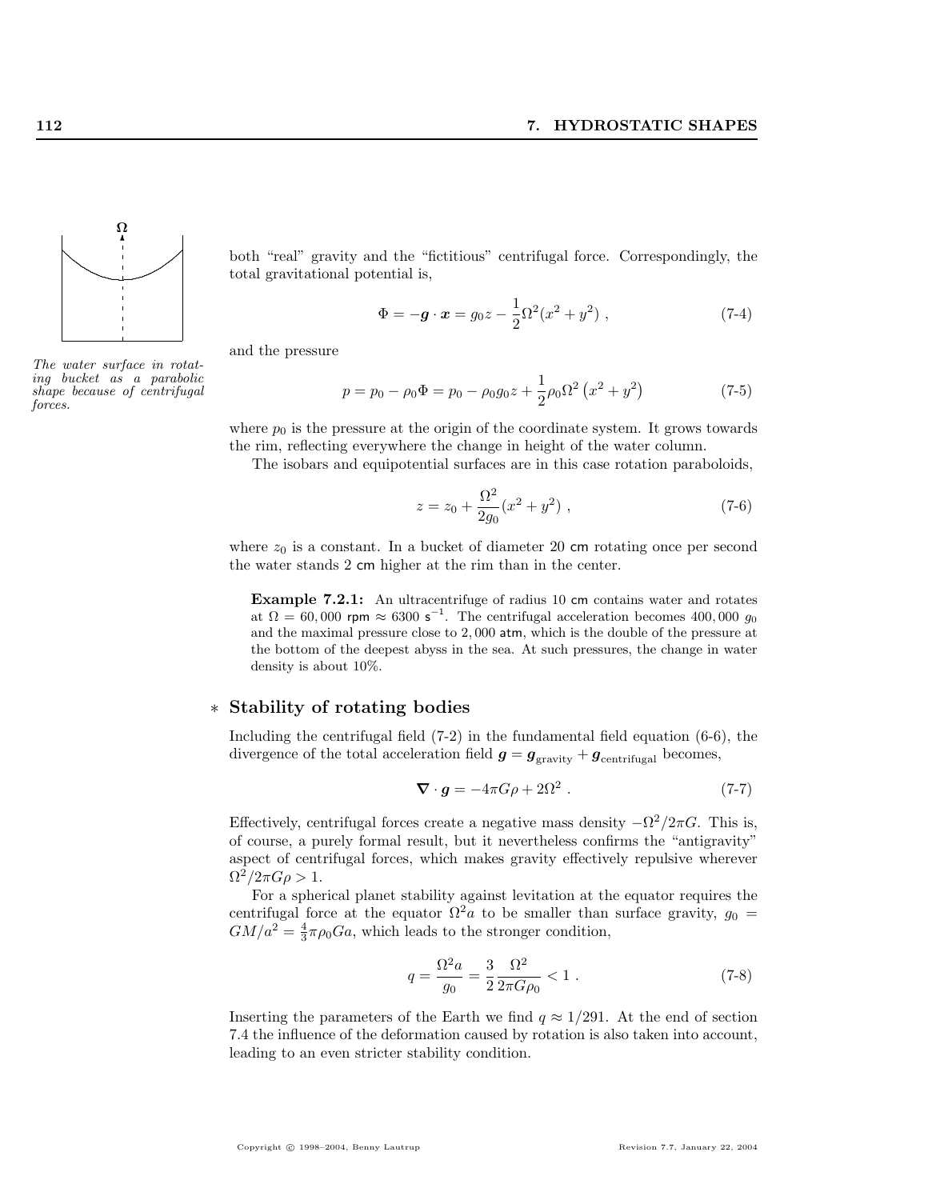both "real" gravity and the "fictitious" centrifugal force. Correspondingly, the total gravitational potential is,

$$\Phi = -\boldsymbol{g} \cdot \boldsymbol{x} = g_0 z - \frac{1}{2}\Omega^2(x^2 + y^2) \ , \tag{7-4}$$

and the pressure

$$p = p_0 - \rho_0 \Phi = p_0 - \rho_0 g_0 z + \frac{1}{2}\rho_0 \Omega^2 \left(x^2 + y^2\right) \tag{7-5}$$

where $p_0$ is the pressure at the origin of the coordinate system. It grows towards the rim, reflecting everywhere the change in height of the water column.

The isobars and equipotential surfaces are in this case rotation paraboloids,

$$z = z_0 + \frac{\Omega^2}{2g_0}(x^2 + y^2) \ , \tag{7-6}$$

where $z_0$ is a constant. In a bucket of diameter 20 cm rotating once per second the water stands 2 cm higher at the rim than in the center.

*The water surface in rotating bucket as a parabolic shape because of centrifugal forces.*

> **Example 7.2.1:** An ultracentrifuge of radius 10 cm contains water and rotates at $\Omega = 60,000$ rpm $\approx 6300$ s$^{-1}$. The centrifugal acceleration becomes $400,000\ g_0$ and the maximal pressure close to $2,000$ atm, which is the double of the pressure at the bottom of the deepest abyss in the sea. At such pressures, the change in water density is about 10%.

## * Stability of rotating bodies

Including the centrifugal field (7-2) in the fundamental field equation (6-6), the divergence of the total acceleration field $\boldsymbol{g} = \boldsymbol{g}_{\text{gravity}} + \boldsymbol{g}_{\text{centrifugal}}$ becomes,

$$\boldsymbol{\nabla} \cdot \boldsymbol{g} = -4\pi G\rho + 2\Omega^2 \ . \tag{7-7}$$

Effectively, centrifugal forces create a negative mass density $-\Omega^2/2\pi G$. This is, of course, a purely formal result, but it nevertheless confirms the "antigravity" aspect of centrifugal forces, which makes gravity effectively repulsive wherever $\Omega^2/2\pi G\rho > 1$.

For a spherical planet stability against levitation at the equator requires the centrifugal force at the equator $\Omega^2 a$ to be smaller than surface gravity, $g_0 = GM/a^2 = \frac{4}{3}\pi\rho_0 G a$, which leads to the stronger condition,

$$q = \frac{\Omega^2 a}{g_0} = \frac{3}{2}\frac{\Omega^2}{2\pi G\rho_0} < 1 \ . \tag{7-8}$$

Inserting the parameters of the Earth we find $q \approx 1/291$. At the end of section 7.4 the influence of the deformation caused by rotation is also taken into account, leading to an even stricter stability condition.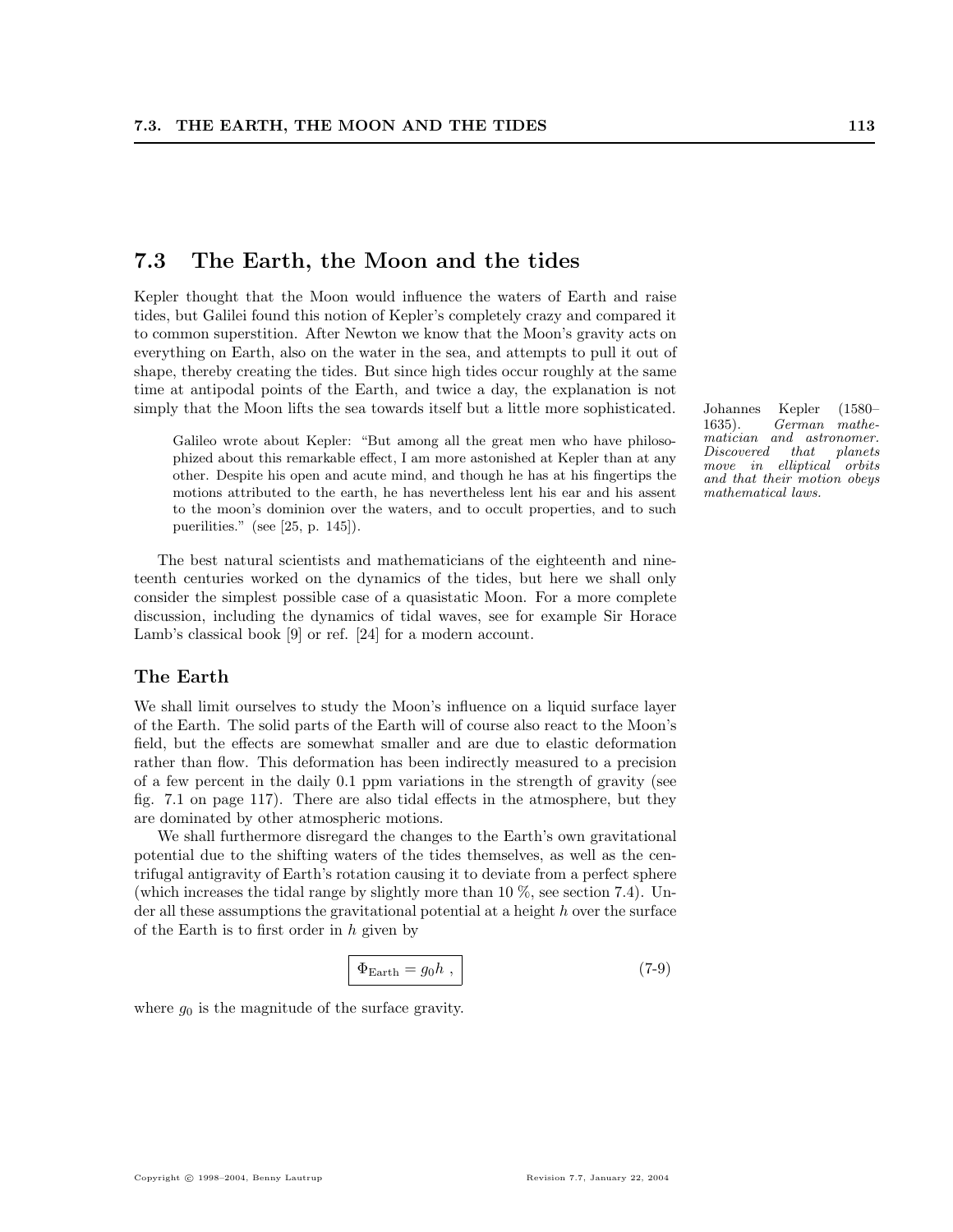## 7.3 The Earth, the Moon and the tides

Kepler thought that the Moon would influence the waters of Earth and raise tides, but Galilei found this notion of Kepler's completely crazy and compared it to common superstition. After Newton we know that the Moon's gravity acts on everything on Earth, also on the water in the sea, and attempts to pull it out of shape, thereby creating the tides. But since high tides occur roughly at the same time at antipodal points of the Earth, and twice a day, the explanation is not simply that the Moon lifts the sea towards itself but a little more sophisticated.

Johannes Kepler (1580–1635). *German mathematician and astronomer. Discovered that planets move in elliptical orbits and that their motion obeys mathematical laws.*

> Galileo wrote about Kepler: "But among all the great men who have philosophized about this remarkable effect, I am more astonished at Kepler than at any other. Despite his open and acute mind, and though he has at his fingertips the motions attributed to the earth, he has nevertheless lent his ear and his assent to the moon's dominion over the waters, and to occult properties, and to such puerilities." (see [25, p. 145]).

The best natural scientists and mathematicians of the eighteenth and nineteenth centuries worked on the dynamics of the tides, but here we shall only consider the simplest possible case of a quasistatic Moon. For a more complete discussion, including the dynamics of tidal waves, see for example Sir Horace Lamb's classical book [9] or ref. [24] for a modern account.

### The Earth

We shall limit ourselves to study the Moon's influence on a liquid surface layer of the Earth. The solid parts of the Earth will of course also react to the Moon's field, but the effects are somewhat smaller and are due to elastic deformation rather than flow. This deformation has been indirectly measured to a precision of a few percent in the daily 0.1 ppm variations in the strength of gravity (see fig. 7.1 on page 117). There are also tidal effects in the atmosphere, but they are dominated by other atmospheric motions.

We shall furthermore disregard the changes to the Earth's own gravitational potential due to the shifting waters of the tides themselves, as well as the centrifugal antigravity of Earth's rotation causing it to deviate from a perfect sphere (which increases the tidal range by slightly more than 10 %, see section 7.4). Under all these assumptions the gravitational potential at a height $h$ over the surface of the Earth is to first order in $h$ given by

$$\boxed{\Phi_{\text{Earth}} = g_0 h\ ,} \tag{7-9}$$

where $g_0$ is the magnitude of the surface gravity.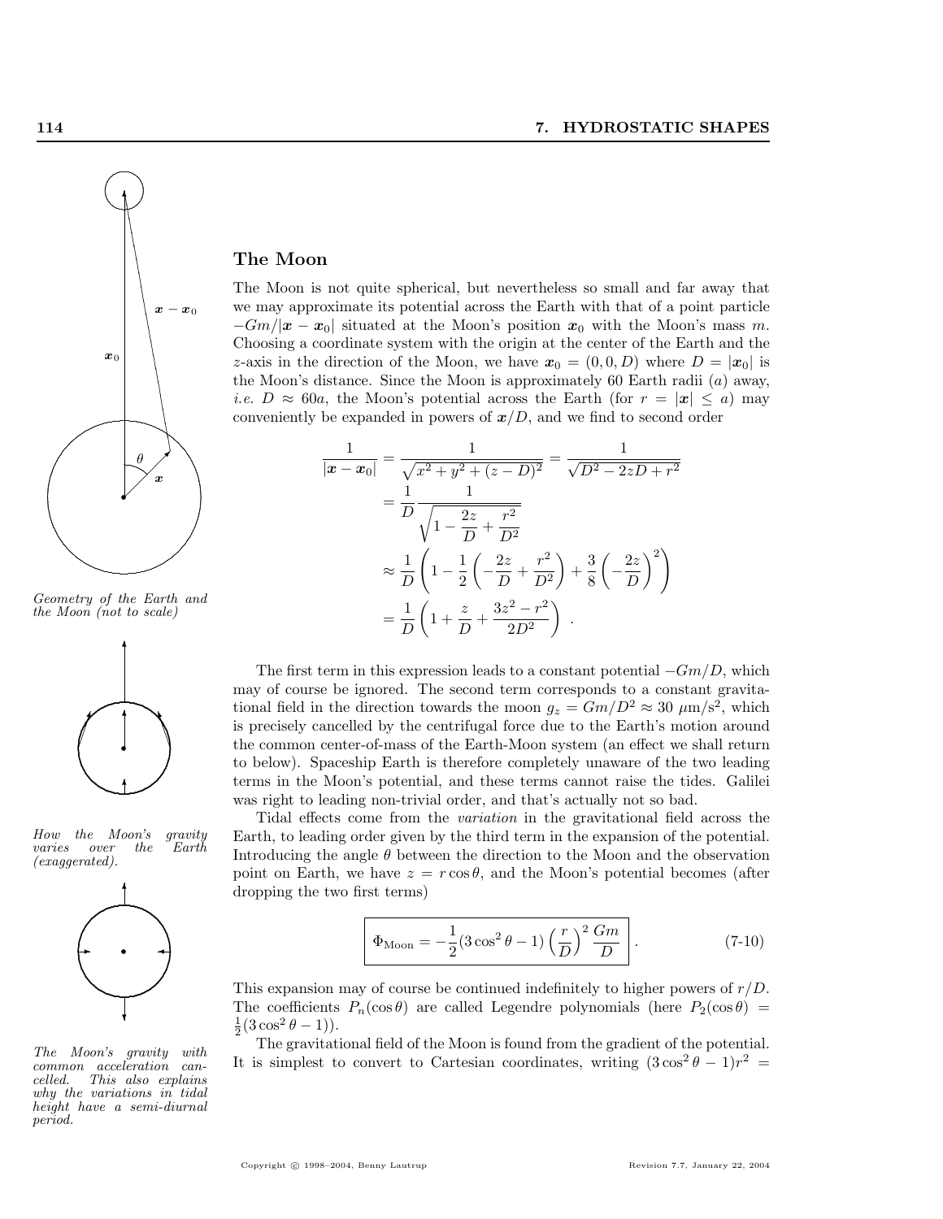## The Moon

The Moon is not quite spherical, but nevertheless so small and far away that we may approximate its potential across the Earth with that of a point particle $-Gm/|\boldsymbol{x} - \boldsymbol{x}_0|$ situated at the Moon's position $\boldsymbol{x}_0$ with the Moon's mass $m$. Choosing a coordinate system with the origin at the center of the Earth and the $z$-axis in the direction of the Moon, we have $\boldsymbol{x}_0 = (0, 0, D)$ where $D = |\boldsymbol{x}_0|$ is the Moon's distance. Since the Moon is approximately 60 Earth radii ($a$) away, *i.e.* $D \approx 60a$, the Moon's potential across the Earth (for $r = |\boldsymbol{x}| \leq a$) may conveniently be expanded in powers of $\boldsymbol{x}/D$, and we find to second order

$$
\begin{aligned}
\frac{1}{|\boldsymbol{x} - \boldsymbol{x}_0|} &= \frac{1}{\sqrt{x^2 + y^2 + (z - D)^2}} = \frac{1}{\sqrt{D^2 - 2zD + r^2}} \\
&= \frac{1}{D} \frac{1}{\sqrt{1 - \dfrac{2z}{D} + \dfrac{r^2}{D^2}}} \\
&\approx \frac{1}{D}\left(1 - \frac{1}{2}\left(-\frac{2z}{D} + \frac{r^2}{D^2}\right) + \frac{3}{8}\left(-\frac{2z}{D}\right)^2\right) \\
&= \frac{1}{D}\left(1 + \frac{z}{D} + \frac{3z^2 - r^2}{2D^2}\right) .
\end{aligned}
$$

*Geometry of the Earth and the Moon (not to scale)*

The first term in this expression leads to a constant potential $-Gm/D$, which may of course be ignored. The second term corresponds to a constant gravitational field in the direction towards the moon $g_z = Gm/D^2 \approx 30\ \mu\text{m/s}^2$, which is precisely cancelled by the centrifugal force due to the Earth's motion around the common center-of-mass of the Earth-Moon system (an effect we shall return to below). Spaceship Earth is therefore completely unaware of the two leading terms in the Moon's potential, and these terms cannot raise the tides. Galilei was right to leading non-trivial order, and that's actually not so bad.

*How the Moon's gravity varies over the Earth (exaggerated).*

Tidal effects come from the *variation* in the gravitational field across the Earth, to leading order given by the third term in the expansion of the potential. Introducing the angle $\theta$ between the direction to the Moon and the observation point on Earth, we have $z = r\cos\theta$, and the Moon's potential becomes (after dropping the two first terms)

$$
\boxed{\Phi_{\text{Moon}} = -\frac{1}{2}(3\cos^2\theta - 1)\left(\frac{r}{D}\right)^2 \frac{Gm}{D}} . \tag{7-10}
$$

This expansion may of course be continued indefinitely to higher powers of $r/D$. The coefficients $P_n(\cos\theta)$ are called Legendre polynomials (here $P_2(\cos\theta) = \frac{1}{2}(3\cos^2\theta - 1)$).

*The Moon's gravity with common acceleration cancelled. This also explains why the variations in tidal height have a semi-diurnal period.*

The gravitational field of the Moon is found from the gradient of the potential. It is simplest to convert to Cartesian coordinates, writing $(3\cos^2\theta - 1)r^2 =$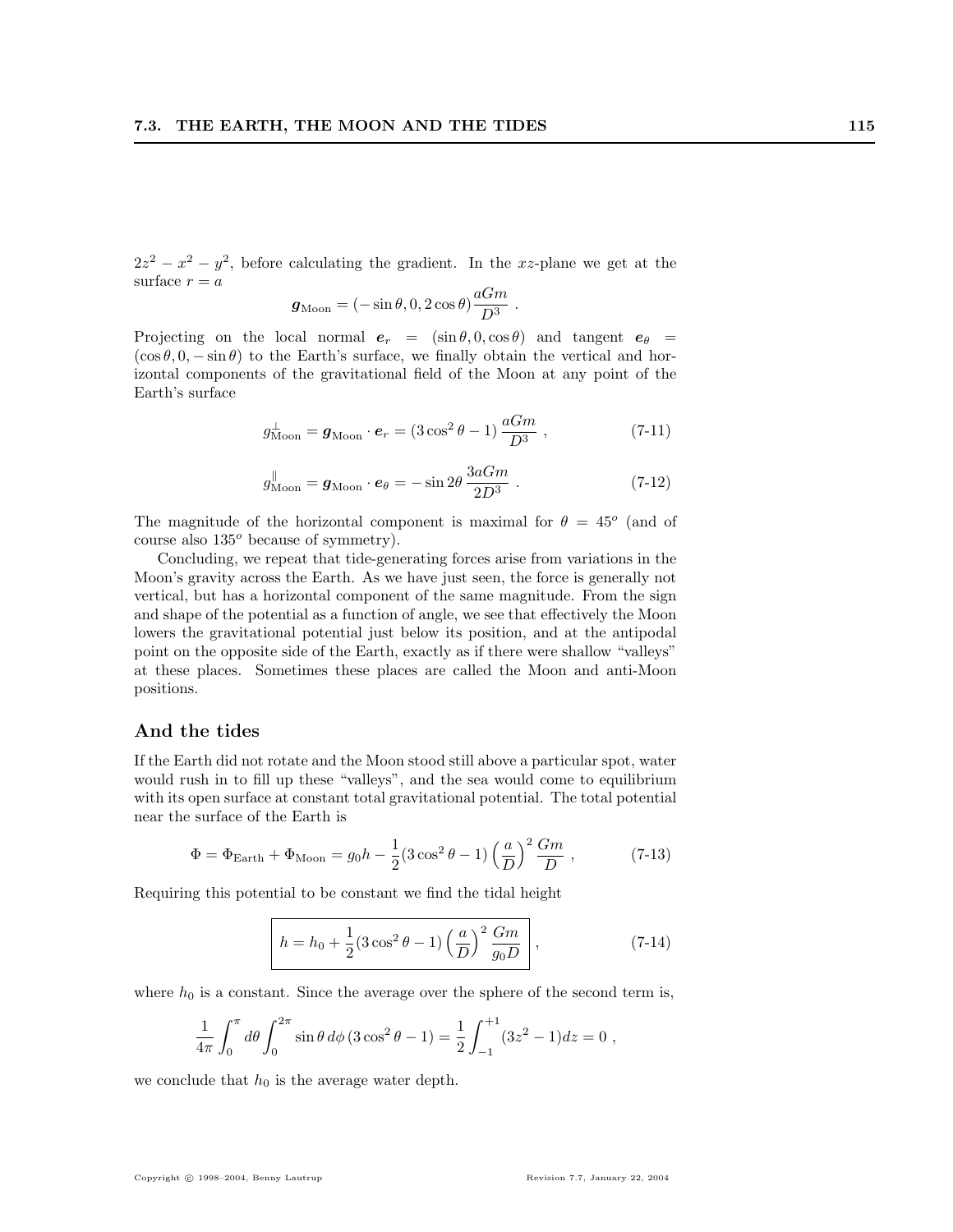$2z^2 - x^2 - y^2$, before calculating the gradient. In the $xz$-plane we get at the surface $r = a$

$$\boldsymbol{g}_{\text{Moon}} = (-\sin\theta, 0, 2\cos\theta)\frac{aGm}{D^3} \ .$$

Projecting on the local normal $\boldsymbol{e}_r = (\sin\theta, 0, \cos\theta)$ and tangent $\boldsymbol{e}_\theta = (\cos\theta, 0, -\sin\theta)$ to the Earth's surface, we finally obtain the vertical and horizontal components of the gravitational field of the Moon at any point of the Earth's surface

$$g^{\perp}_{\text{Moon}} = \boldsymbol{g}_{\text{Moon}} \cdot \boldsymbol{e}_r = (3\cos^2\theta - 1)\,\frac{aGm}{D^3} \ , \tag{7-11}$$

$$g^{\parallel}_{\text{Moon}} = \boldsymbol{g}_{\text{Moon}} \cdot \boldsymbol{e}_\theta = -\sin 2\theta\,\frac{3aGm}{2D^3} \ . \tag{7-12}$$

The magnitude of the horizontal component is maximal for $\theta = 45^o$ (and of course also $135^o$ because of symmetry).

Concluding, we repeat that tide-generating forces arise from variations in the Moon's gravity across the Earth. As we have just seen, the force is generally not vertical, but has a horizontal component of the same magnitude. From the sign and shape of the potential as a function of angle, we see that effectively the Moon lowers the gravitational potential just below its position, and at the antipodal point on the opposite side of the Earth, exactly as if there were shallow "valleys" at these places. Sometimes these places are called the Moon and anti-Moon positions.

## And the tides

If the Earth did not rotate and the Moon stood still above a particular spot, water would rush in to fill up these "valleys", and the sea would come to equilibrium with its open surface at constant total gravitational potential. The total potential near the surface of the Earth is

$$\Phi = \Phi_{\text{Earth}} + \Phi_{\text{Moon}} = g_0 h - \frac{1}{2}(3\cos^2\theta - 1)\left(\frac{a}{D}\right)^2\frac{Gm}{D} \ , \tag{7-13}$$

Requiring this potential to be constant we find the tidal height

$$\boxed{h = h_0 + \frac{1}{2}(3\cos^2\theta - 1)\left(\frac{a}{D}\right)^2\frac{Gm}{g_0 D}} \ , \tag{7-14}$$

where $h_0$ is a constant. Since the average over the sphere of the second term is,

$$\frac{1}{4\pi}\int_0^{\pi} d\theta \int_0^{2\pi} \sin\theta\, d\phi\,(3\cos^2\theta - 1) = \frac{1}{2}\int_{-1}^{+1}(3z^2 - 1)dz = 0 \ ,$$

we conclude that $h_0$ is the average water depth.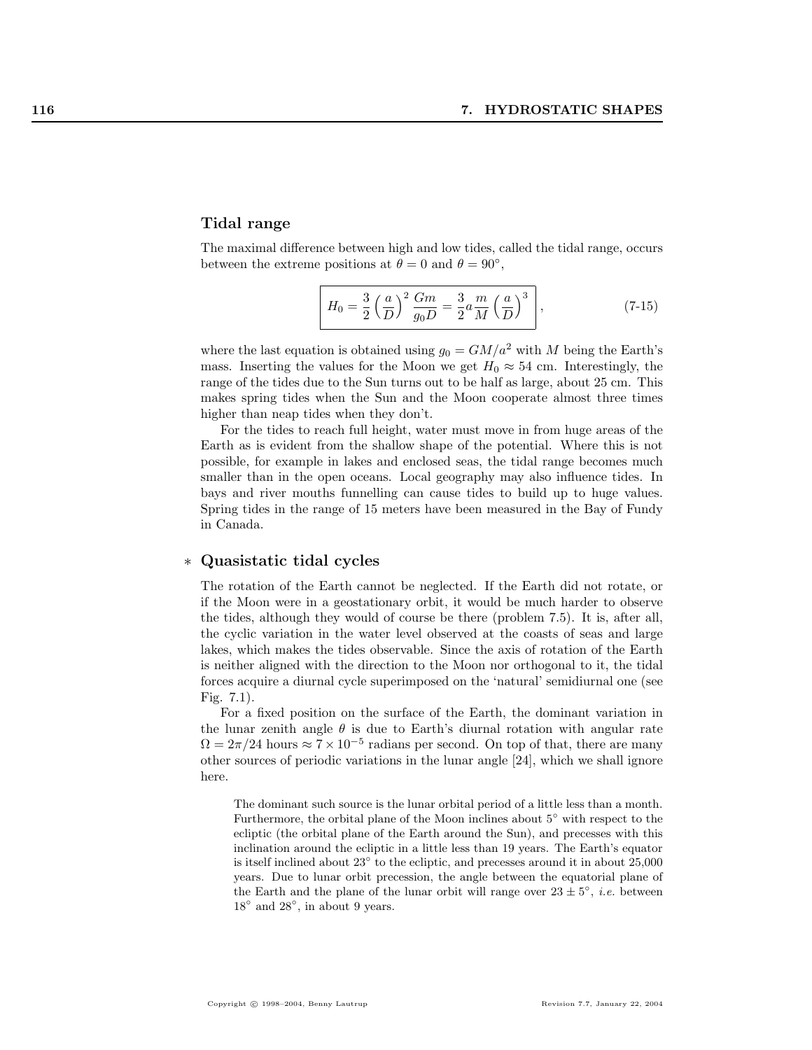## Tidal range

The maximal difference between high and low tides, called the tidal range, occurs between the extreme positions at $\theta = 0$ and $\theta = 90^\circ$,

$$\boxed{H_0 = \frac{3}{2}\left(\frac{a}{D}\right)^2 \frac{Gm}{g_0 D} = \frac{3}{2} a \frac{m}{M}\left(\frac{a}{D}\right)^3}, \tag{7-15}$$

where the last equation is obtained using $g_0 = GM/a^2$ with $M$ being the Earth's mass. Inserting the values for the Moon we get $H_0 \approx 54$ cm. Interestingly, the range of the tides due to the Sun turns out to be half as large, about 25 cm. This makes spring tides when the Sun and the Moon cooperate almost three times higher than neap tides when they don't.

For the tides to reach full height, water must move in from huge areas of the Earth as is evident from the shallow shape of the potential. Where this is not possible, for example in lakes and enclosed seas, the tidal range becomes much smaller than in the open oceans. Local geography may also influence tides. In bays and river mouths funnelling can cause tides to build up to huge values. Spring tides in the range of 15 meters have been measured in the Bay of Fundy in Canada.

## * Quasistatic tidal cycles

The rotation of the Earth cannot be neglected. If the Earth did not rotate, or if the Moon were in a geostationary orbit, it would be much harder to observe the tides, although they would of course be there (problem 7.5). It is, after all, the cyclic variation in the water level observed at the coasts of seas and large lakes, which makes the tides observable. Since the axis of rotation of the Earth is neither aligned with the direction to the Moon nor orthogonal to it, the tidal forces acquire a diurnal cycle superimposed on the 'natural' semidiurnal one (see Fig. 7.1).

For a fixed position on the surface of the Earth, the dominant variation in the lunar zenith angle $\theta$ is due to Earth's diurnal rotation with angular rate $\Omega = 2\pi/24$ hours $\approx 7 \times 10^{-5}$ radians per second. On top of that, there are many other sources of periodic variations in the lunar angle [24], which we shall ignore here.

The dominant such source is the lunar orbital period of a little less than a month. Furthermore, the orbital plane of the Moon inclines about $5^\circ$ with respect to the ecliptic (the orbital plane of the Earth around the Sun), and precesses with this inclination around the ecliptic in a little less than 19 years. The Earth's equator is itself inclined about $23^\circ$ to the ecliptic, and precesses around it in about 25,000 years. Due to lunar orbit precession, the angle between the equatorial plane of the Earth and the plane of the lunar orbit will range over $23 \pm 5^\circ$, *i.e.* between $18^\circ$ and $28^\circ$, in about 9 years.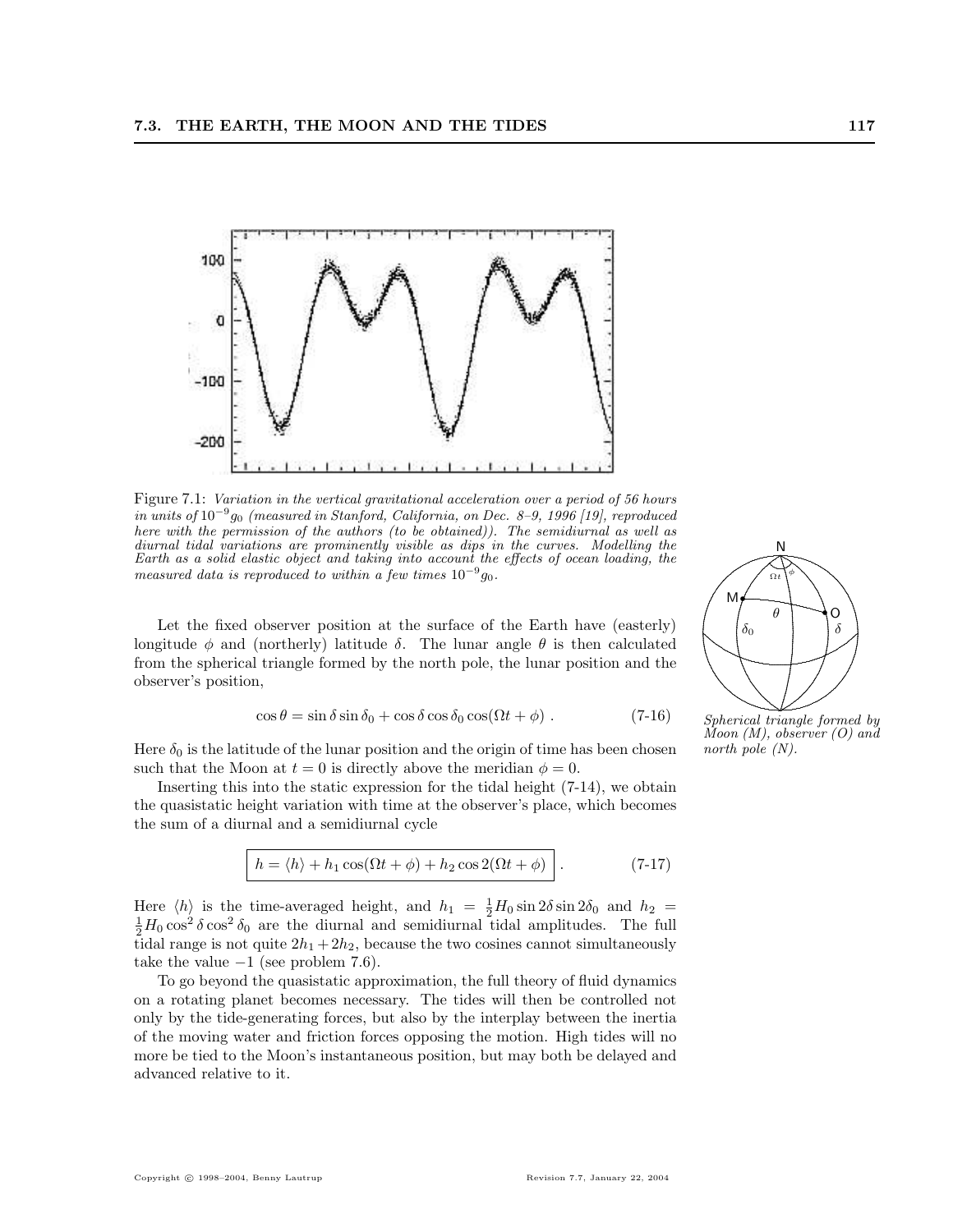Figure 7.1: *Variation in the vertical gravitational acceleration over a period of 56 hours in units of* $10^{-9} g_0$ *(measured in Stanford, California, on Dec. 8–9, 1996 [19], reproduced here with the permission of the authors (to be obtained)). The semidiurnal as well as diurnal tidal variations are prominently visible as dips in the curves. Modelling the Earth as a solid elastic object and taking into account the effects of ocean loading, the measured data is reproduced to within a few times* $10^{-9} g_0$.

Let the fixed observer position at the surface of the Earth have (easterly) longitude $\phi$ and (northerly) latitude $\delta$. The lunar angle $\theta$ is then calculated from the spherical triangle formed by the north pole, the lunar position and the observer's position,

$$\cos\theta = \sin\delta \sin\delta_0 + \cos\delta \cos\delta_0 \cos(\Omega t + \phi) \ . \qquad (7\text{-}16)$$

*Spherical triangle formed by Moon (M), observer (O) and north pole (N).*

Here $\delta_0$ is the latitude of the lunar position and the origin of time has been chosen such that the Moon at $t = 0$ is directly above the meridian $\phi = 0$.

Inserting this into the static expression for the tidal height (7-14), we obtain the quasistatic height variation with time at the observer's place, which becomes the sum of a diurnal and a semidiurnal cycle

$$\boxed{h = \langle h \rangle + h_1 \cos(\Omega t + \phi) + h_2 \cos 2(\Omega t + \phi)} \ . \qquad (7\text{-}17)$$

Here $\langle h \rangle$ is the time-averaged height, and $h_1 = \frac{1}{2} H_0 \sin 2\delta \sin 2\delta_0$ and $h_2 = \frac{1}{2} H_0 \cos^2\delta \cos^2\delta_0$ are the diurnal and semidiurnal tidal amplitudes. The full tidal range is not quite $2h_1 + 2h_2$, because the two cosines cannot simultaneously take the value $-1$ (see problem 7.6).

To go beyond the quasistatic approximation, the full theory of fluid dynamics on a rotating planet becomes necessary. The tides will then be controlled not only by the tide-generating forces, but also by the interplay between the inertia of the moving water and friction forces opposing the motion. High tides will no more be tied to the Moon's instantaneous position, but may both be delayed and advanced relative to it.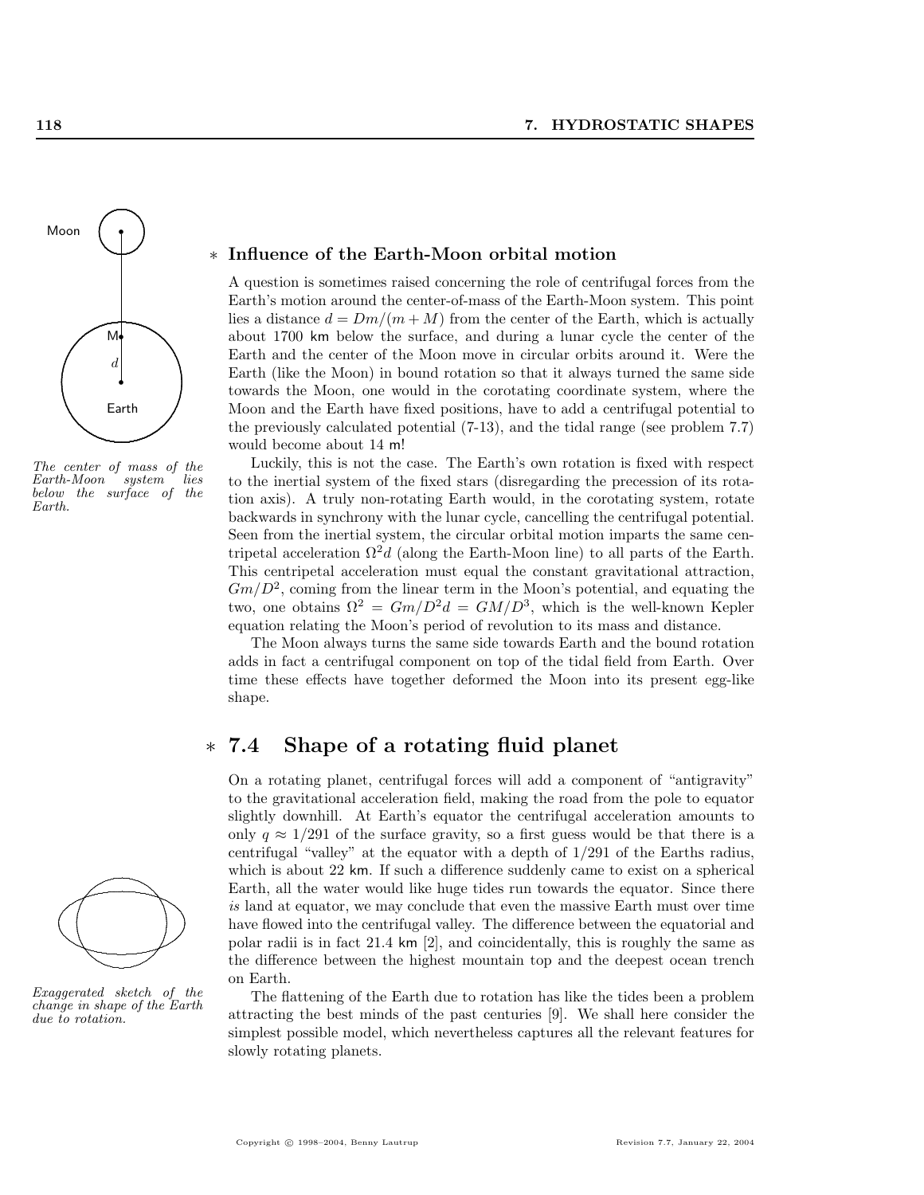*The center of mass of the Earth-Moon system lies below the surface of the Earth.*

## ∗ Influence of the Earth-Moon orbital motion

A question is sometimes raised concerning the role of centrifugal forces from the Earth's motion around the center-of-mass of the Earth-Moon system. This point lies a distance $d = Dm/(m + M)$ from the center of the Earth, which is actually about 1700 km below the surface, and during a lunar cycle the center of the Earth and the center of the Moon move in circular orbits around it. Were the Earth (like the Moon) in bound rotation so that it always turned the same side towards the Moon, one would in the corotating coordinate system, where the Moon and the Earth have fixed positions, have to add a centrifugal potential to the previously calculated potential (7-13), and the tidal range (see problem 7.7) would become about 14 m!

Luckily, this is not the case. The Earth's own rotation is fixed with respect to the inertial system of the fixed stars (disregarding the precession of its rotation axis). A truly non-rotating Earth would, in the corotating system, rotate backwards in synchrony with the lunar cycle, cancelling the centrifugal potential. Seen from the inertial system, the circular orbital motion imparts the same centripetal acceleration $\Omega^2 d$ (along the Earth-Moon line) to all parts of the Earth. This centripetal acceleration must equal the constant gravitational attraction, $Gm/D^2$, coming from the linear term in the Moon's potential, and equating the two, one obtains $\Omega^2 = Gm/D^2 d = GM/D^3$, which is the well-known Kepler equation relating the Moon's period of revolution to its mass and distance.

The Moon always turns the same side towards Earth and the bound rotation adds in fact a centrifugal component on top of the tidal field from Earth. Over time these effects have together deformed the Moon into its present egg-like shape.

## ∗ 7.4 Shape of a rotating fluid planet

On a rotating planet, centrifugal forces will add a component of "antigravity" to the gravitational acceleration field, making the road from the pole to equator slightly downhill. At Earth's equator the centrifugal acceleration amounts to only $q \approx 1/291$ of the surface gravity, so a first guess would be that there is a centrifugal "valley" at the equator with a depth of 1/291 of the Earths radius, which is about 22 km. If such a difference suddenly came to exist on a spherical Earth, all the water would like huge tides run towards the equator. Since there *is* land at equator, we may conclude that even the massive Earth must over time have flowed into the centrifugal valley. The difference between the equatorial and polar radii is in fact 21.4 km [2], and coincidentally, this is roughly the same as the difference between the highest mountain top and the deepest ocean trench on Earth.

*Exaggerated sketch of the change in shape of the Earth due to rotation.*

The flattening of the Earth due to rotation has like the tides been a problem attracting the best minds of the past centuries [9]. We shall here consider the simplest possible model, which nevertheless captures all the relevant features for slowly rotating planets.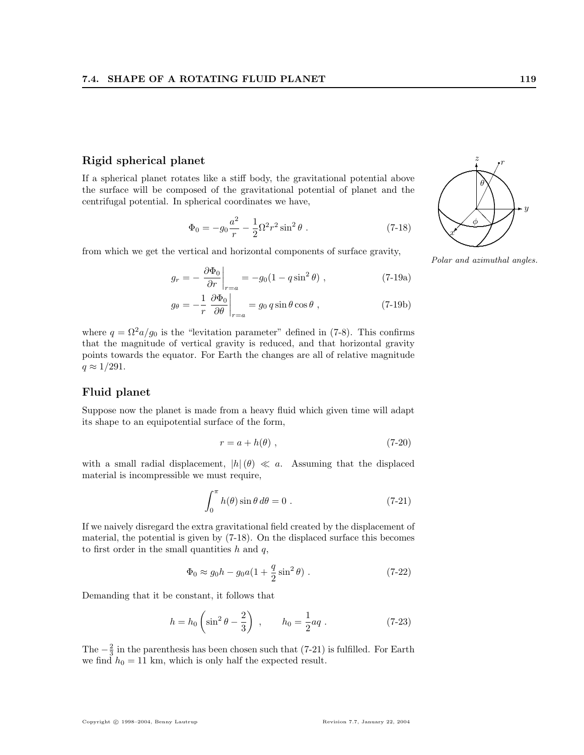## Rigid spherical planet

If a spherical planet rotates like a stiff body, the gravitational potential above the surface will be composed of the gravitational potential of planet and the centrifugal potential. In spherical coordinates we have,

$$\Phi_0 = -g_0 \frac{a^2}{r} - \frac{1}{2}\Omega^2 r^2 \sin^2\theta \ . \tag{7-18}$$

*Polar and azimuthal angles.*

from which we get the vertical and horizontal components of surface gravity,

$$g_r = -\left.\frac{\partial \Phi_0}{\partial r}\right|_{r=a} = -g_0(1 - q\sin^2\theta) \ , \tag{7-19a}$$

$$g_\theta = -\frac{1}{r}\left.\frac{\partial \Phi_0}{\partial \theta}\right|_{r=a} = g_0\, q \sin\theta\cos\theta \ , \tag{7-19b}$$

where $q = \Omega^2 a/g_0$ is the "levitation parameter" defined in (7-8). This confirms that the magnitude of vertical gravity is reduced, and that horizontal gravity points towards the equator. For Earth the changes are all of relative magnitude $q \approx 1/291$.

## Fluid planet

Suppose now the planet is made from a heavy fluid which given time will adapt its shape to an equipotential surface of the form,

$$r = a + h(\theta) \ , \tag{7-20}$$

with a small radial displacement, $|h|(\theta) \ll a$. Assuming that the displaced material is incompressible we must require,

$$\int_0^\pi h(\theta)\sin\theta\, d\theta = 0 \ . \tag{7-21}$$

If we naively disregard the extra gravitational field created by the displacement of material, the potential is given by (7-18). On the displaced surface this becomes to first order in the small quantities $h$ and $q$,

$$\Phi_0 \approx g_0 h - g_0 a(1 + \frac{q}{2}\sin^2\theta) \ . \tag{7-22}$$

Demanding that it be constant, it follows that

$$h = h_0\left(\sin^2\theta - \frac{2}{3}\right) \ , \qquad h_0 = \frac{1}{2}aq \ . \tag{7-23}$$

The $-\frac{2}{3}$ in the parenthesis has been chosen such that (7-21) is fulfilled. For Earth we find $h_0 = 11$ km, which is only half the expected result.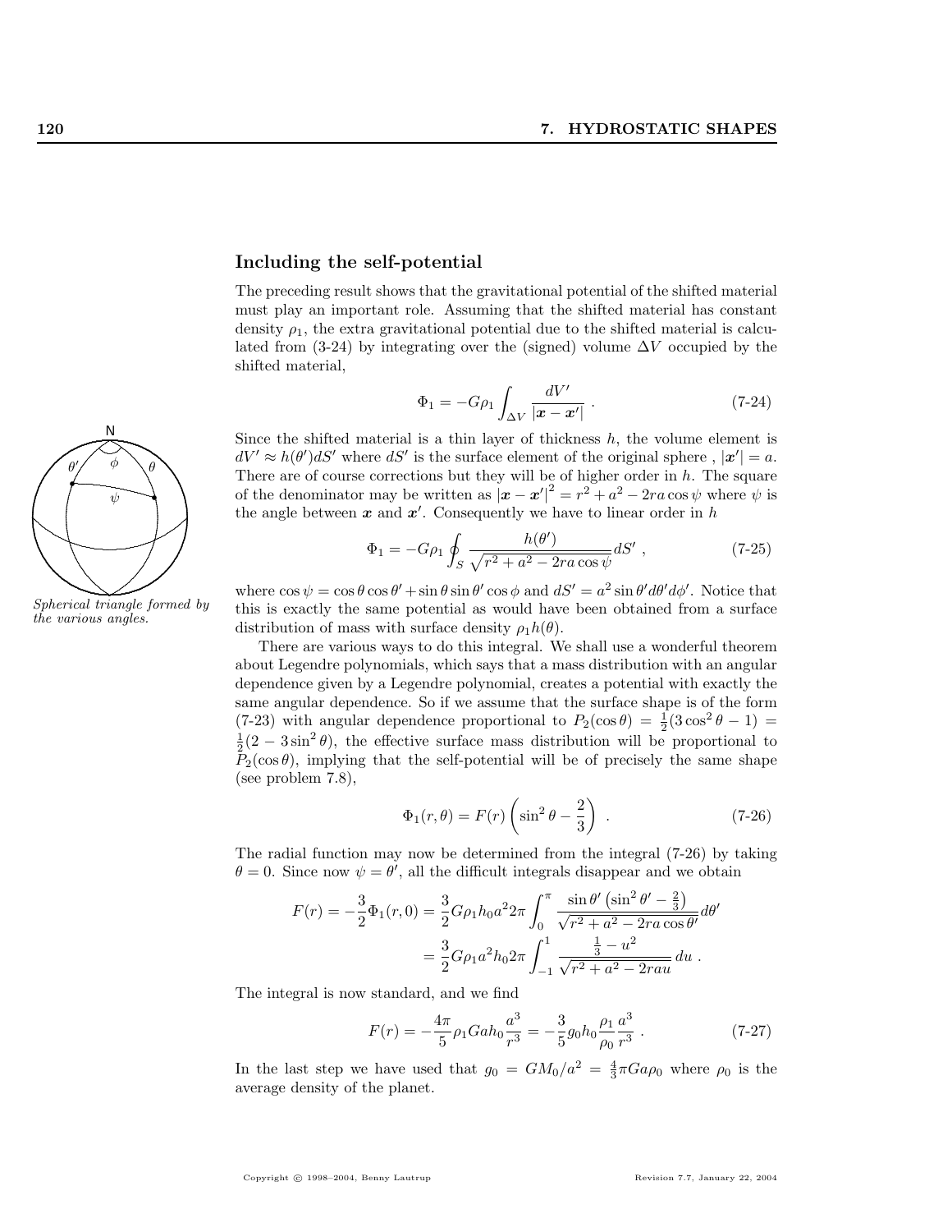## Including the self-potential

The preceding result shows that the gravitational potential of the shifted material must play an important role. Assuming that the shifted material has constant density $\rho_1$, the extra gravitational potential due to the shifted material is calculated from (3-24) by integrating over the (signed) volume $\Delta V$ occupied by the shifted material,

$$\Phi_1 = -G\rho_1 \int_{\Delta V} \frac{dV'}{|\boldsymbol{x} - \boldsymbol{x}'|} \ . \tag{7-24}$$

Since the shifted material is a thin layer of thickness $h$, the volume element is $dV' \approx h(\theta')dS'$ where $dS'$ is the surface element of the original sphere , $|\boldsymbol{x}'| = a$. There are of course corrections but they will be of higher order in $h$. The square of the denominator may be written as $|\boldsymbol{x} - \boldsymbol{x}'|^2 = r^2 + a^2 - 2ra\cos\psi$ where $\psi$ is the angle between $\boldsymbol{x}$ and $\boldsymbol{x}'$. Consequently we have to linear order in $h$

*Spherical triangle formed by the various angles.*

$$\Phi_1 = -G\rho_1 \oint_S \frac{h(\theta')}{\sqrt{r^2 + a^2 - 2ra\cos\psi}} dS' \ , \tag{7-25}$$

where $\cos\psi = \cos\theta\cos\theta' + \sin\theta\sin\theta'\cos\phi$ and $dS' = a^2\sin\theta' d\theta' d\phi'$. Notice that this is exactly the same potential as would have been obtained from a surface distribution of mass with surface density $\rho_1 h(\theta)$.

There are various ways to do this integral. We shall use a wonderful theorem about Legendre polynomials, which says that a mass distribution with an angular dependence given by a Legendre polynomial, creates a potential with exactly the same angular dependence. So if we assume that the surface shape is of the form (7-23) with angular dependence proportional to $P_2(\cos\theta) = \frac{1}{2}(3\cos^2\theta - 1) = \frac{1}{2}(2 - 3\sin^2\theta)$, the effective surface mass distribution will be proportional to $P_2(\cos\theta)$, implying that the self-potential will be of precisely the same shape (see problem 7.8),

$$\Phi_1(r, \theta) = F(r)\left(\sin^2\theta - \frac{2}{3}\right) \ . \tag{7-26}$$

The radial function may now be determined from the integral (7-26) by taking $\theta = 0$. Since now $\psi = \theta'$, all the difficult integrals disappear and we obtain

$$\begin{aligned}
F(r) = -\frac{3}{2}\Phi_1(r, 0) &= \frac{3}{2}G\rho_1 h_0 a^2 2\pi \int_0^\pi \frac{\sin\theta'\left(\sin^2\theta' - \frac{2}{3}\right)}{\sqrt{r^2 + a^2 - 2ra\cos\theta'}} d\theta' \\
&= \frac{3}{2}G\rho_1 a^2 h_0 2\pi \int_{-1}^1 \frac{\frac{1}{3} - u^2}{\sqrt{r^2 + a^2 - 2rau}} \, du \ .
\end{aligned}$$

The integral is now standard, and we find

$$F(r) = -\frac{4\pi}{5}\rho_1 G a h_0 \frac{a^3}{r^3} = -\frac{3}{5}g_0 h_0 \frac{\rho_1}{\rho_0}\frac{a^3}{r^3} \ . \tag{7-27}$$

In the last step we have used that $g_0 = GM_0/a^2 = \frac{4}{3}\pi G a \rho_0$ where $\rho_0$ is the average density of the planet.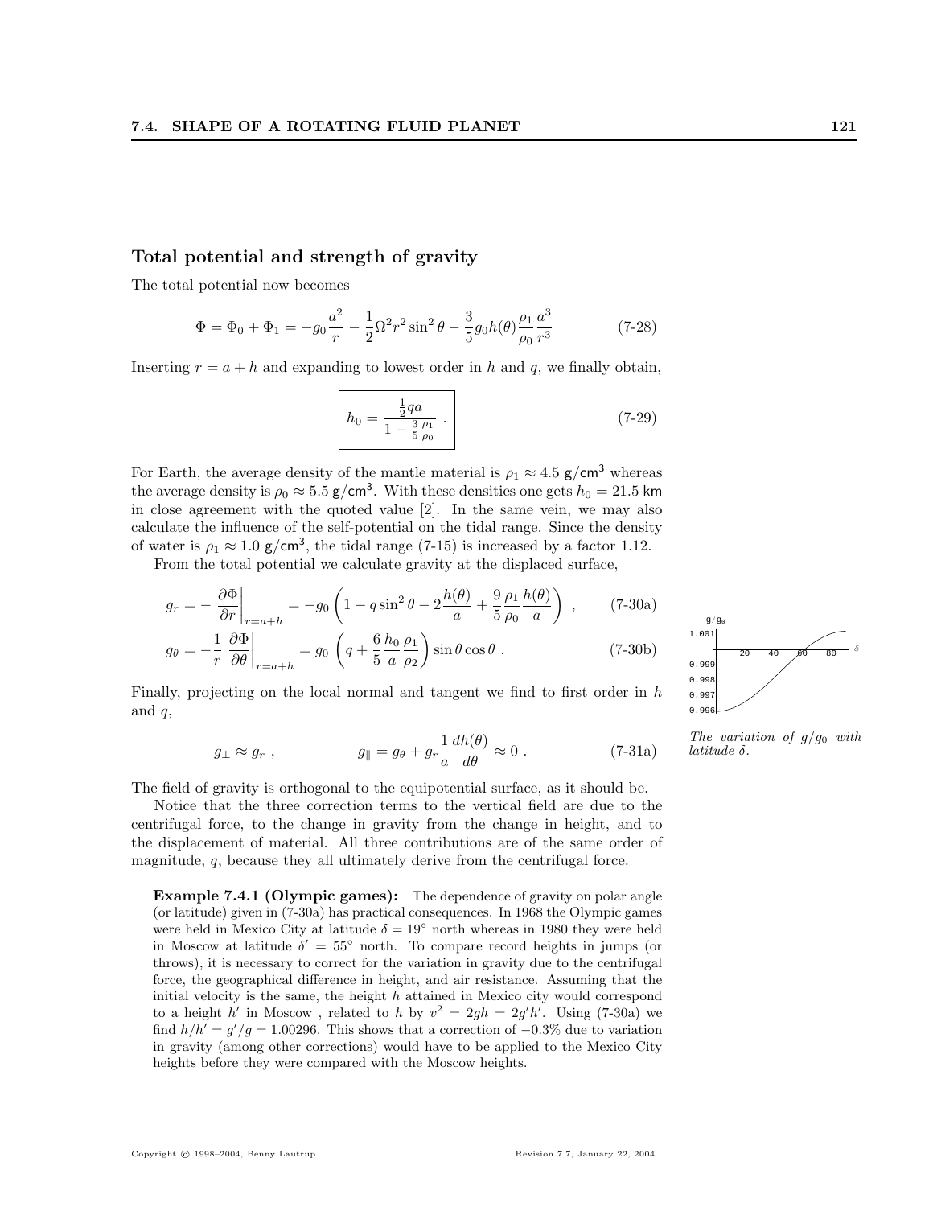## Total potential and strength of gravity

The total potential now becomes

$$\Phi = \Phi_0 + \Phi_1 = -g_0 \frac{a^2}{r} - \frac{1}{2}\Omega^2 r^2 \sin^2\theta - \frac{3}{5} g_0 h(\theta) \frac{\rho_1}{\rho_0} \frac{a^3}{r^3} \tag{7-28}$$

Inserting $r = a + h$ and expanding to lowest order in $h$ and $q$, we finally obtain,

$$\boxed{h_0 = \frac{\frac{1}{2} q a}{1 - \frac{3}{5}\frac{\rho_1}{\rho_0}}} \; . \tag{7-29}$$

For Earth, the average density of the mantle material is $\rho_1 \approx 4.5\ \mathsf{g/cm^3}$ whereas the average density is $\rho_0 \approx 5.5\ \mathsf{g/cm^3}$. With these densities one gets $h_0 = 21.5\ \mathsf{km}$ in close agreement with the quoted value [2]. In the same vein, we may also calculate the influence of the self-potential on the tidal range. Since the density of water is $\rho_1 \approx 1.0\ \mathsf{g/cm^3}$, the tidal range (7-15) is increased by a factor 1.12.

From the total potential we calculate gravity at the displaced surface,

$$g_r = -\left.\frac{\partial \Phi}{\partial r}\right|_{r=a+h} = -g_0 \left(1 - q\sin^2\theta - 2\frac{h(\theta)}{a} + \frac{9}{5}\frac{\rho_1}{\rho_0}\frac{h(\theta)}{a}\right) \; , \tag{7-30a}$$

$$g_\theta = -\frac{1}{r}\left.\frac{\partial \Phi}{\partial \theta}\right|_{r=a+h} = g_0 \left(q + \frac{6}{5}\frac{h_0}{a}\frac{\rho_1}{\rho_2}\right) \sin\theta\cos\theta \; . \tag{7-30b}$$

Finally, projecting on the local normal and tangent we find to first order in $h$ and $q$,

$$g_\perp \approx g_r \; , \qquad\qquad g_\parallel = g_\theta + g_r \frac{1}{a}\frac{dh(\theta)}{d\theta} \approx 0 \; . \tag{7-31a}$$

*The variation of $g/g_0$ with latitude $\delta$.*

The field of gravity is orthogonal to the equipotential surface, as it should be.

Notice that the three correction terms to the vertical field are due to the centrifugal force, to the change in gravity from the change in height, and to the displacement of material. All three contributions are of the same order of magnitude, $q$, because they all ultimately derive from the centrifugal force.

**Example 7.4.1 (Olympic games):** The dependence of gravity on polar angle (or latitude) given in (7-30a) has practical consequences. In 1968 the Olympic games were held in Mexico City at latitude $\delta = 19^\circ$ north whereas in 1980 they were held in Moscow at latitude $\delta' = 55^\circ$ north. To compare record heights in jumps (or throws), it is necessary to correct for the variation in gravity due to the centrifugal force, the geographical difference in height, and air resistance. Assuming that the initial velocity is the same, the height $h$ attained in Mexico city would correspond to a height $h'$ in Moscow , related to $h$ by $v^2 = 2gh = 2g'h'$. Using (7-30a) we find $h/h' = g'/g = 1.00296$. This shows that a correction of $-0.3\%$ due to variation in gravity (among other corrections) would have to be applied to the Mexico City heights before they were compared with the Moscow heights.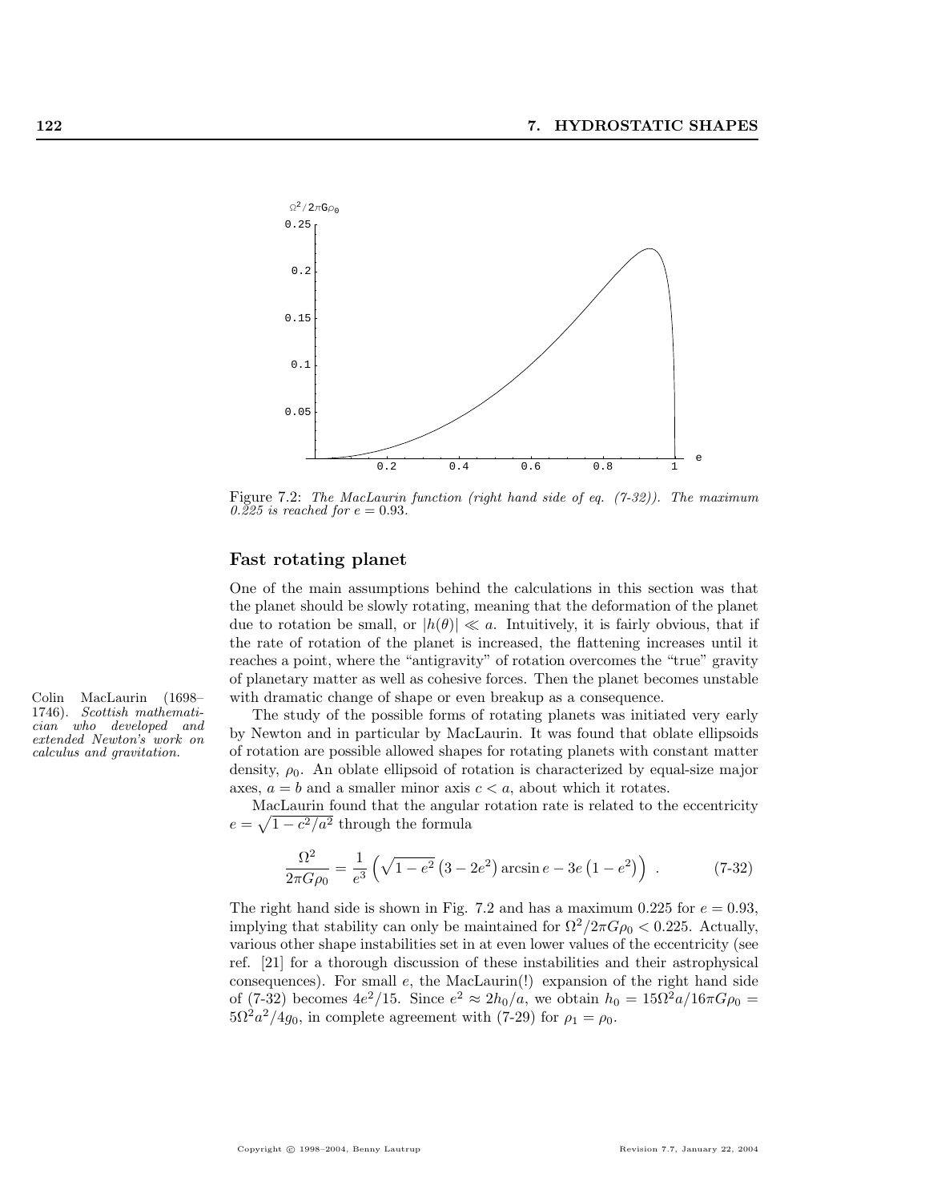Figure 7.2: *The MacLaurin function (right hand side of eq. (7-32)). The maximum 0.225 is reached for $e = 0.93$.*

## Fast rotating planet

One of the main assumptions behind the calculations in this section was that the planet should be slowly rotating, meaning that the deformation of the planet due to rotation be small, or $|h(\theta)| \ll a$. Intuitively, it is fairly obvious, that if the rate of rotation of the planet is increased, the flattening increases until it reaches a point, where the "antigravity" of rotation overcomes the "true" gravity of planetary matter as well as cohesive forces. Then the planet becomes unstable with dramatic change of shape or even breakup as a consequence.

Colin MacLaurin (1698–1746). *Scottish mathematician who developed and extended Newton's work on calculus and gravitation.*

The study of the possible forms of rotating planets was initiated very early by Newton and in particular by MacLaurin. It was found that oblate ellipsoids of rotation are possible allowed shapes for rotating planets with constant matter density, $\rho_0$. An oblate ellipsoid of rotation is characterized by equal-size major axes, $a = b$ and a smaller minor axis $c < a$, about which it rotates.

MacLaurin found that the angular rotation rate is related to the eccentricity $e = \sqrt{1 - c^2/a^2}$ through the formula

$$\frac{\Omega^2}{2\pi G\rho_0} = \frac{1}{e^3}\left(\sqrt{1-e^2}\left(3-2e^2\right)\arcsin e - 3e\left(1-e^2\right)\right) \; . \tag{7-32}$$

The right hand side is shown in Fig. 7.2 and has a maximum 0.225 for $e = 0.93$, implying that stability can only be maintained for $\Omega^2/2\pi G\rho_0 < 0.225$. Actually, various other shape instabilities set in at even lower values of the eccentricity (see ref. [21] for a thorough discussion of these instabilities and their astrophysical consequences). For small $e$, the MacLaurin(!) expansion of the right hand side of (7-32) becomes $4e^2/15$. Since $e^2 \approx 2h_0/a$, we obtain $h_0 = 15\Omega^2 a/16\pi G\rho_0 = 5\Omega^2 a^2/4g_0$, in complete agreement with (7-29) for $\rho_1 = \rho_0$.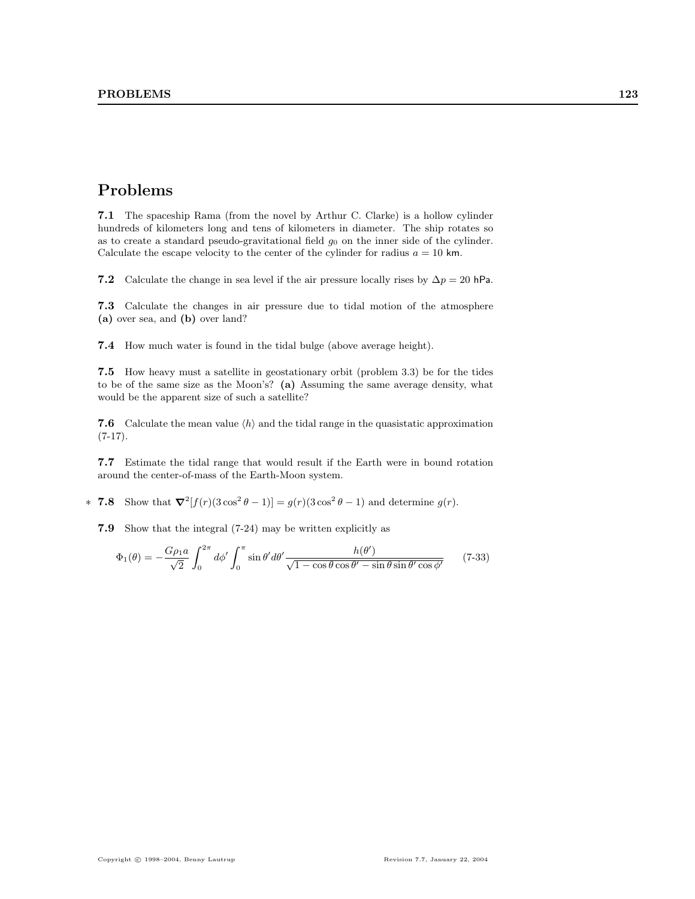# Problems

**7.1** The spaceship Rama (from the novel by Arthur C. Clarke) is a hollow cylinder hundreds of kilometers long and tens of kilometers in diameter. The ship rotates so as to create a standard pseudo-gravitational field $g_0$ on the inner side of the cylinder. Calculate the escape velocity to the center of the cylinder for radius $a = 10$ km.

**7.2** Calculate the change in sea level if the air pressure locally rises by $\Delta p = 20$ hPa.

**7.3** Calculate the changes in air pressure due to tidal motion of the atmosphere **(a)** over sea, and **(b)** over land?

**7.4** How much water is found in the tidal bulge (above average height).

**7.5** How heavy must a satellite in geostationary orbit (problem 3.3) be for the tides to be of the same size as the Moon's? **(a)** Assuming the same average density, what would be the apparent size of such a satellite?

**7.6** Calculate the mean value $\langle h \rangle$ and the tidal range in the quasistatic approximation (7-17).

**7.7** Estimate the tidal range that would result if the Earth were in bound rotation around the center-of-mass of the Earth-Moon system.

\* **7.8** Show that $\nabla^2[f(r)(3\cos^2\theta - 1)] = g(r)(3\cos^2\theta - 1)$ and determine $g(r)$.

**7.9** Show that the integral (7-24) may be written explicitly as

$$\Phi_1(\theta) = -\frac{G\rho_1 a}{\sqrt{2}} \int_0^{2\pi} d\phi' \int_0^{\pi} \sin\theta' d\theta' \frac{h(\theta')}{\sqrt{1 - \cos\theta\cos\theta' - \sin\theta\sin\theta'\cos\phi'}} \qquad \text{(7-33)}$$